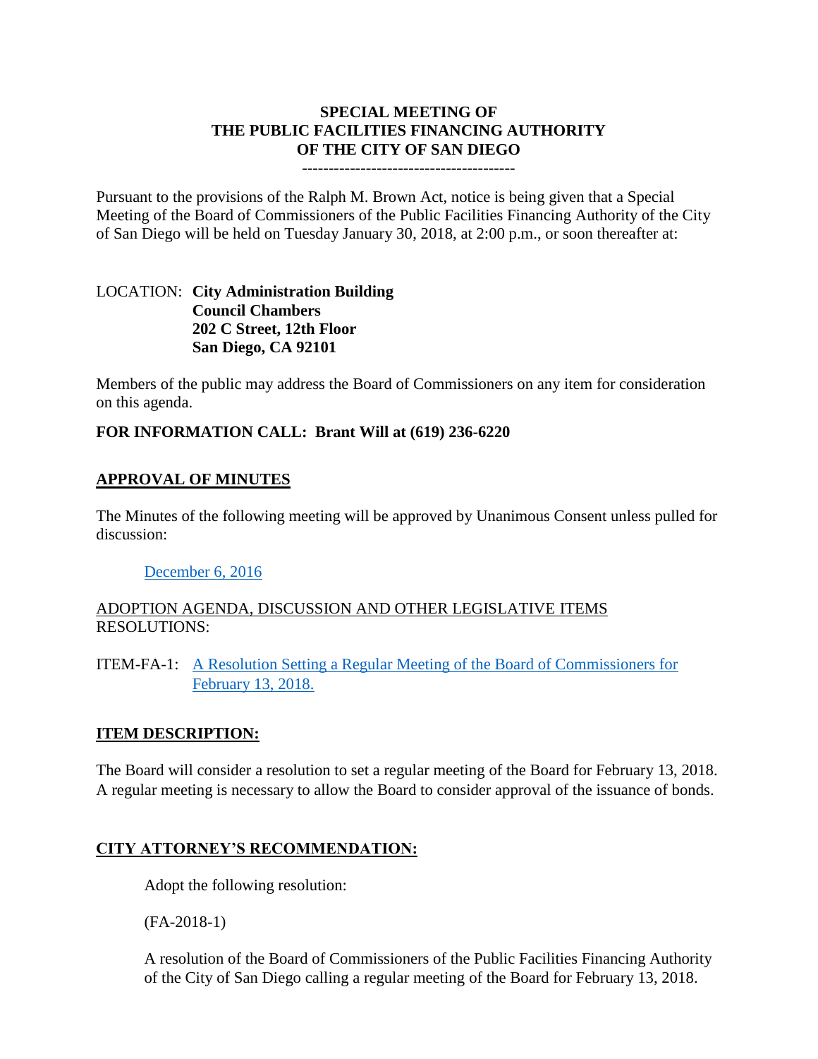# SPECIAL MEETING OF THE PUBLIC FACILITIES FINANCING AUTHORITY OF THE CITY OF SAN DIEGO

---------------------------------------

Pursuant to the provisions of the Ralph M. Brown Act, notice is being given that a Special Meeting of the Board of Commissioners of the Public Facilities Financing Authority of the City of San Diego will be held on Tuesday January 30, 2018, at 2:00 p.m., or soon thereafter at:

LOCATION: **City Administration Building**
**Council Chambers**
**202 C Street, 12th Floor**
**San Diego, CA 92101**

Members of the public may address the Board of Commissioners on any item for consideration on this agenda.

**FOR INFORMATION CALL: Brant Will at (619) 236-6220**

## APPROVAL OF MINUTES

The Minutes of the following meeting will be approved by Unanimous Consent unless pulled for discussion:

December 6, 2016

ADOPTION AGENDA, DISCUSSION AND OTHER LEGISLATIVE ITEMS
RESOLUTIONS:

ITEM-FA-1: A Resolution Setting a Regular Meeting of the Board of Commissioners for February 13, 2018.

## ITEM DESCRIPTION:

The Board will consider a resolution to set a regular meeting of the Board for February 13, 2018. A regular meeting is necessary to allow the Board to consider approval of the issuance of bonds.

## CITY ATTORNEY'S RECOMMENDATION:

Adopt the following resolution:

(FA-2018-1)

A resolution of the Board of Commissioners of the Public Facilities Financing Authority of the City of San Diego calling a regular meeting of the Board for February 13, 2018.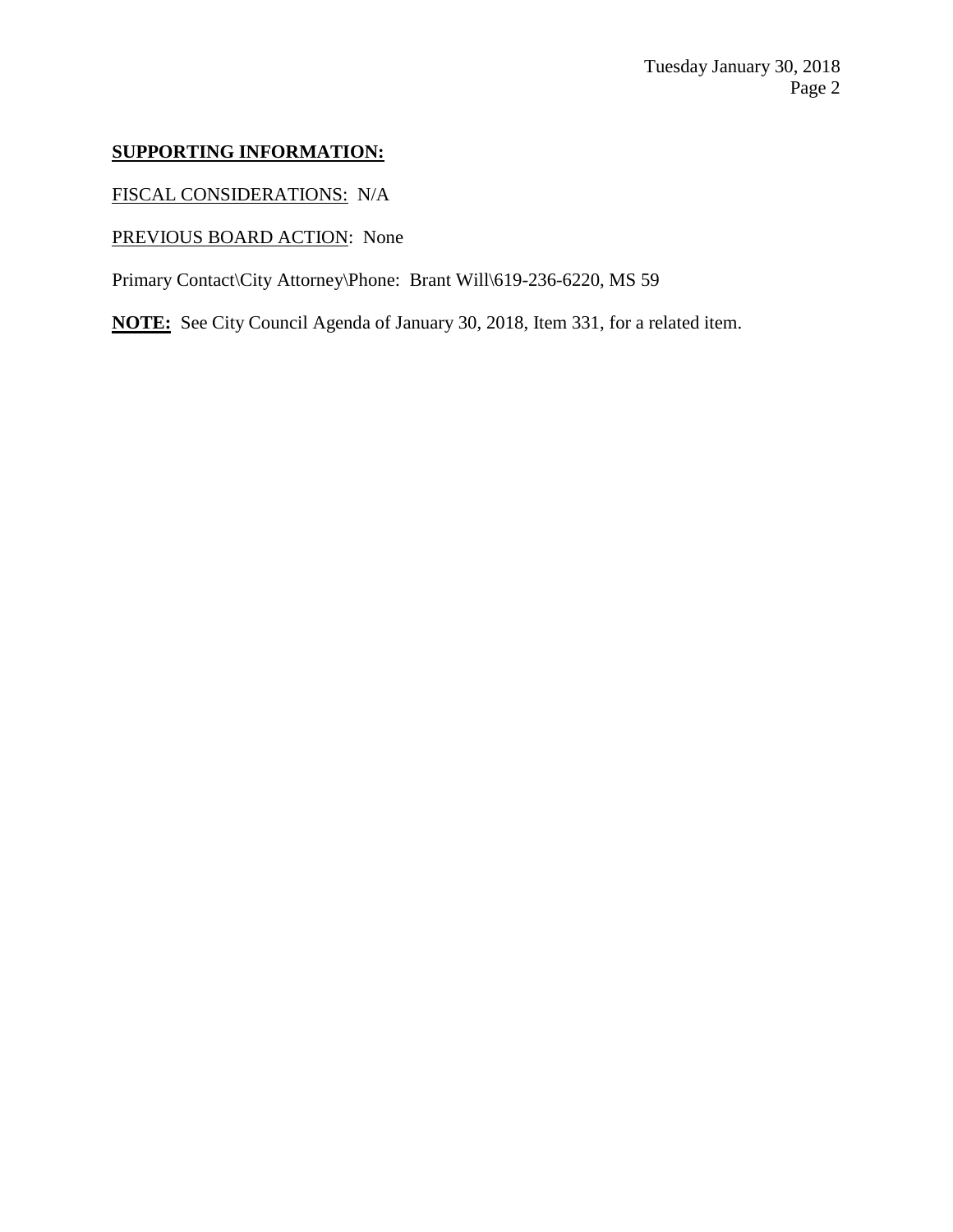**SUPPORTING INFORMATION:**

FISCAL CONSIDERATIONS: N/A

PREVIOUS BOARD ACTION: None

Primary Contact\City Attorney\Phone: Brant Will\619-236-6220, MS 59

**NOTE:** See City Council Agenda of January 30, 2018, Item 331, for a related item.